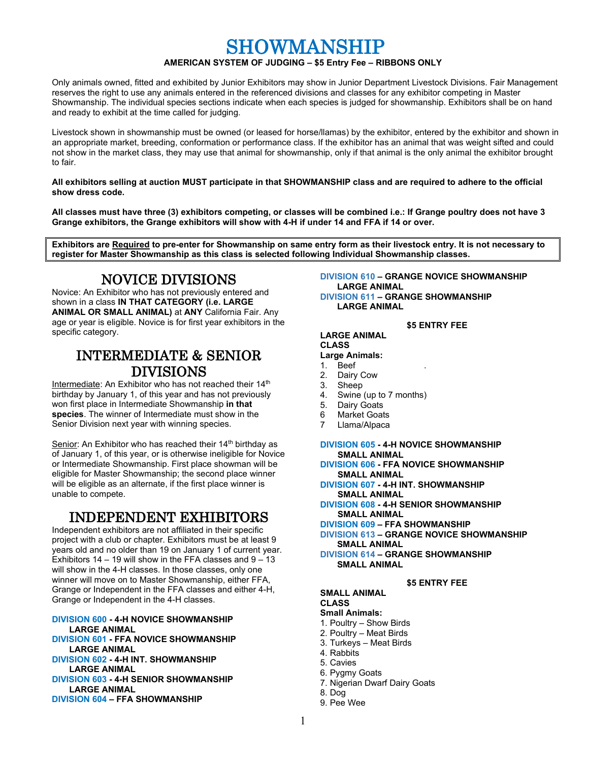# SHOWMANSHIP

**AMERICAN SYSTEM OF JUDGING – $5 Entry Fee – RIBBONS ONLY**

Only animals owned, fitted and exhibited by Junior Exhibitors may show in Junior Department Livestock Divisions. Fair Management reserves the right to use any animals entered in the referenced divisions and classes for any exhibitor competing in Master Showmanship. The individual species sections indicate when each species is judged for showmanship. Exhibitors shall be on hand and ready to exhibit at the time called for judging.

Livestock shown in showmanship must be owned (or leased for horse/llamas) by the exhibitor, entered by the exhibitor and shown in an appropriate market, breeding, conformation or performance class. If the exhibitor has an animal that was weight sifted and could not show in the market class, they may use that animal for showmanship, only if that animal is the only animal the exhibitor brought to fair.

**All exhibitors selling at auction MUST participate in that SHOWMANSHIP class and are required to adhere to the official show dress code.**

**All classes must have three (3) exhibitors competing, or classes will be combined i.e.: If Grange poultry does not have 3 Grange exhibitors, the Grange exhibitors will show with 4-H if under 14 and FFA if 14 or over.**

**Exhibitors are Required to pre-enter for Showmanship on same entry form as their livestock entry. It is not necessary to register for Master Showmanship as this class is selected following Individual Showmanship classes.**

## NOVICE DIVISIONS

Novice: An Exhibitor who has not previously entered and shown in a class **IN THAT CATEGORY (i.e. LARGE ANIMAL OR SMALL ANIMAL)** at **ANY** California Fair. Any age or year is eligible. Novice is for first year exhibitors in the specific category.

## INTERMEDIATE & SENIOR DIVISIONS

Intermediate: An Exhibitor who has not reached their 14th birthday by January 1, of this year and has not previously won first place in Intermediate Showmanship **in that species**. The winner of Intermediate must show in the Senior Division next year with winning species.

Senior: An Exhibitor who has reached their 14th birthday as of January 1, of this year, or is otherwise ineligible for Novice or Intermediate Showmanship. First place showman will be eligible for Master Showmanship; the second place winner will be eligible as an alternate, if the first place winner is unable to compete.

## INDEPENDENT EXHIBITORS

Independent exhibitors are not affiliated in their specific project with a club or chapter. Exhibitors must be at least 9 years old and no older than 19 on January 1 of current year. Exhibitors 14 – 19 will show in the FFA classes and 9 – 13 will show in the 4-H classes. In those classes, only one winner will move on to Master Showmanship, either FFA, Grange or Independent in the FFA classes and either 4-H, Grange or Independent in the 4-H classes.

**DIVISION 600 - 4-H NOVICE SHOWMANSHIP LARGE ANIMAL**
**DIVISION 601 - FFA NOVICE SHOWMANSHIP LARGE ANIMAL**
**DIVISION 602 - 4-H INT. SHOWMANSHIP LARGE ANIMAL**
**DIVISION 603 - 4-H SENIOR SHOWMANSHIP LARGE ANIMAL**
**DIVISION 604 – FFA SHOWMANSHIP**
**DIVISION 610 – GRANGE NOVICE SHOWMANSHIP LARGE ANIMAL**
**DIVISION 611 – GRANGE SHOWMANSHIP LARGE ANIMAL**

**$5 ENTRY FEE**

**LARGE ANIMAL CLASS**

**Large Animals:**

1. Beef
2. Dairy Cow
3. Sheep
4. Swine (up to 7 months)
5. Dairy Goats
6. Market Goats
7. Llama/Alpaca

**DIVISION 605 - 4-H NOVICE SHOWMANSHIP SMALL ANIMAL**
**DIVISION 606 - FFA NOVICE SHOWMANSHIP SMALL ANIMAL**
**DIVISION 607 - 4-H INT. SHOWMANSHIP SMALL ANIMAL**
**DIVISION 608 - 4-H SENIOR SHOWMANSHIP SMALL ANIMAL**
**DIVISION 609 – FFA SHOWMANSHIP**
**DIVISION 613 – GRANGE NOVICE SHOWMANSHIP SMALL ANIMAL**
**DIVISION 614 – GRANGE SHOWMANSHIP SMALL ANIMAL**

**$5 ENTRY FEE**

**SMALL ANIMAL CLASS**

**Small Animals:**

1. Poultry – Show Birds
2. Poultry – Meat Birds
3. Turkeys – Meat Birds
4. Rabbits
5. Cavies
6. Pygmy Goats
7. Nigerian Dwarf Dairy Goats
8. Dog
9. Pee Wee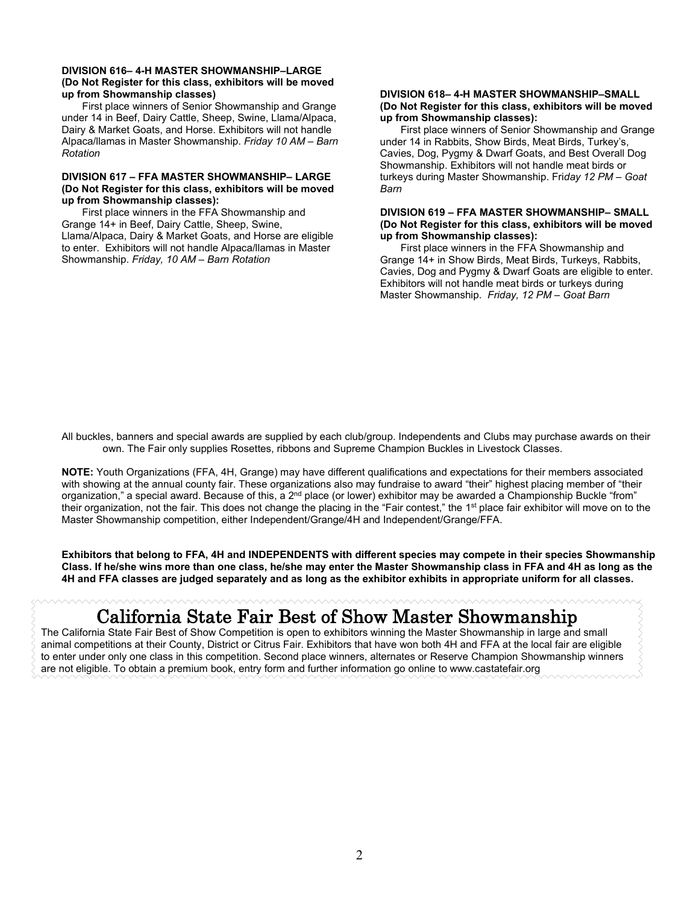**DIVISION 616– 4-H MASTER SHOWMANSHIP–LARGE (Do Not Register for this class, exhibitors will be moved up from Showmanship classes)**

First place winners of Senior Showmanship and Grange under 14 in Beef, Dairy Cattle, Sheep, Swine, Llama/Alpaca, Dairy & Market Goats, and Horse. Exhibitors will not handle Alpaca/llamas in Master Showmanship. *Friday 10 AM – Barn Rotation*

**DIVISION 617 – FFA MASTER SHOWMANSHIP– LARGE (Do Not Register for this class, exhibitors will be moved up from Showmanship classes):**

First place winners in the FFA Showmanship and Grange 14+ in Beef, Dairy Cattle, Sheep, Swine, Llama/Alpaca, Dairy & Market Goats, and Horse are eligible to enter. Exhibitors will not handle Alpaca/llamas in Master Showmanship. *Friday, 10 AM – Barn Rotation*

**DIVISION 618– 4-H MASTER SHOWMANSHIP–SMALL (Do Not Register for this class, exhibitors will be moved up from Showmanship classes):**

First place winners of Senior Showmanship and Grange under 14 in Rabbits, Show Birds, Meat Birds, Turkey's, Cavies, Dog, Pygmy & Dwarf Goats, and Best Overall Dog Showmanship. Exhibitors will not handle meat birds or turkeys during Master Showmanship. Fri*day 12 PM – Goat Barn*

**DIVISION 619 – FFA MASTER SHOWMANSHIP– SMALL (Do Not Register for this class, exhibitors will be moved up from Showmanship classes):**

First place winners in the FFA Showmanship and Grange 14+ in Show Birds, Meat Birds, Turkeys, Rabbits, Cavies, Dog and Pygmy & Dwarf Goats are eligible to enter. Exhibitors will not handle meat birds or turkeys during Master Showmanship. *Friday, 12 PM – Goat Barn*

All buckles, banners and special awards are supplied by each club/group. Independents and Clubs may purchase awards on their own. The Fair only supplies Rosettes, ribbons and Supreme Champion Buckles in Livestock Classes.

**NOTE:** Youth Organizations (FFA, 4H, Grange) may have different qualifications and expectations for their members associated with showing at the annual county fair. These organizations also may fundraise to award "their" highest placing member of "their organization," a special award. Because of this, a 2nd place (or lower) exhibitor may be awarded a Championship Buckle "from" their organization, not the fair. This does not change the placing in the "Fair contest," the 1st place fair exhibitor will move on to the Master Showmanship competition, either Independent/Grange/4H and Independent/Grange/FFA.

**Exhibitors that belong to FFA, 4H and INDEPENDENTS with different species may compete in their species Showmanship Class. If he/she wins more than one class, he/she may enter the Master Showmanship class in FFA and 4H as long as the 4H and FFA classes are judged separately and as long as the exhibitor exhibits in appropriate uniform for all classes.**

## California State Fair Best of Show Master Showmanship

The California State Fair Best of Show Competition is open to exhibitors winning the Master Showmanship in large and small animal competitions at their County, District or Citrus Fair. Exhibitors that have won both 4H and FFA at the local fair are eligible to enter under only one class in this competition. Second place winners, alternates or Reserve Champion Showmanship winners are not eligible. To obtain a premium book, entry form and further information go online to www.castatefair.org